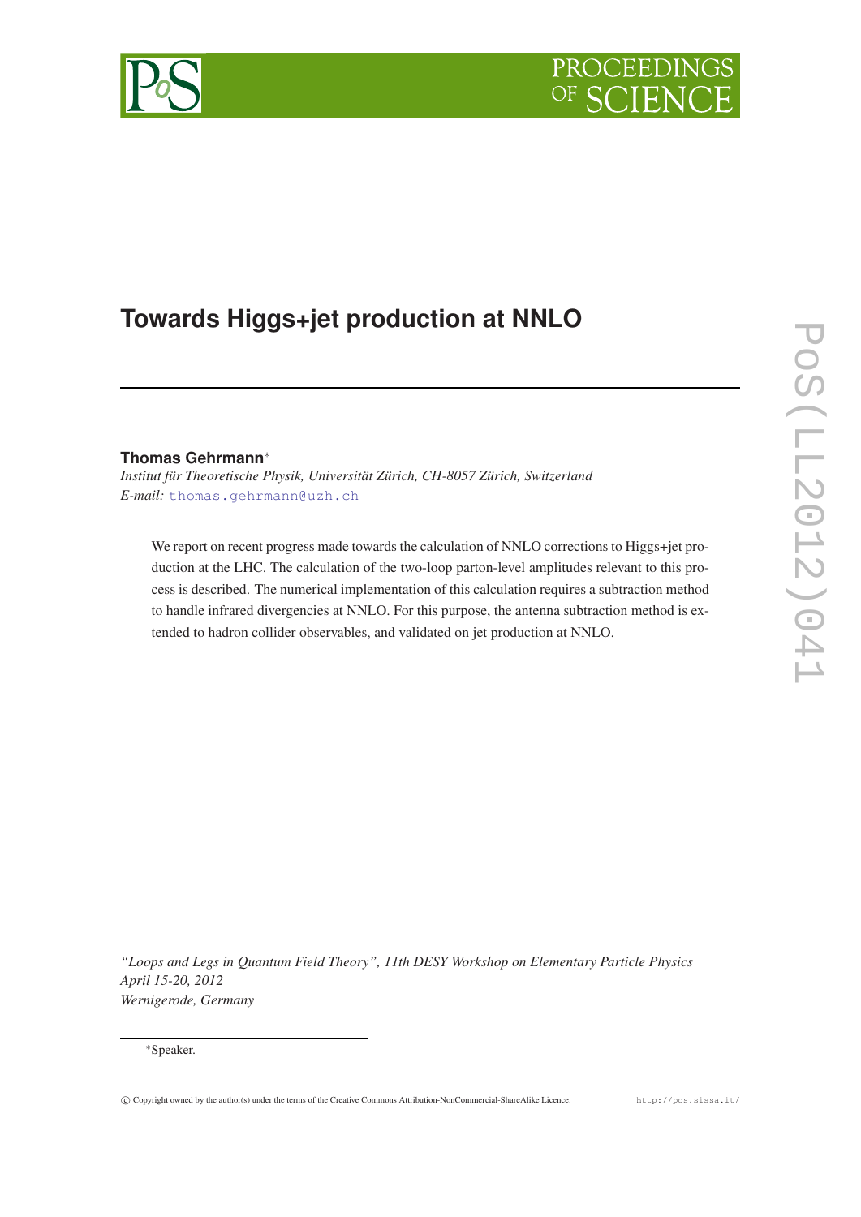# Towards Higgs+jet production at NNLO

**Thomas Gehrmann**[*]

*Institut für Theoretische Physik, Universität Zürich, CH-8057 Zürich, Switzerland*
*E-mail:* thomas.gehrmann@uzh.ch

We report on recent progress made towards the calculation of NNLO corrections to Higgs+jet production at the LHC. The calculation of the two-loop parton-level amplitudes relevant to this process is described. The numerical implementation of this calculation requires a subtraction method to handle infrared divergencies at NNLO. For this purpose, the antenna subtraction method is extended to hadron collider observables, and validated on jet production at NNLO.

*"Loops and Legs in Quantum Field Theory", 11th DESY Workshop on Elementary Particle Physics*
*April 15-20, 2012*
*Wernigerode, Germany*

[*]Speaker.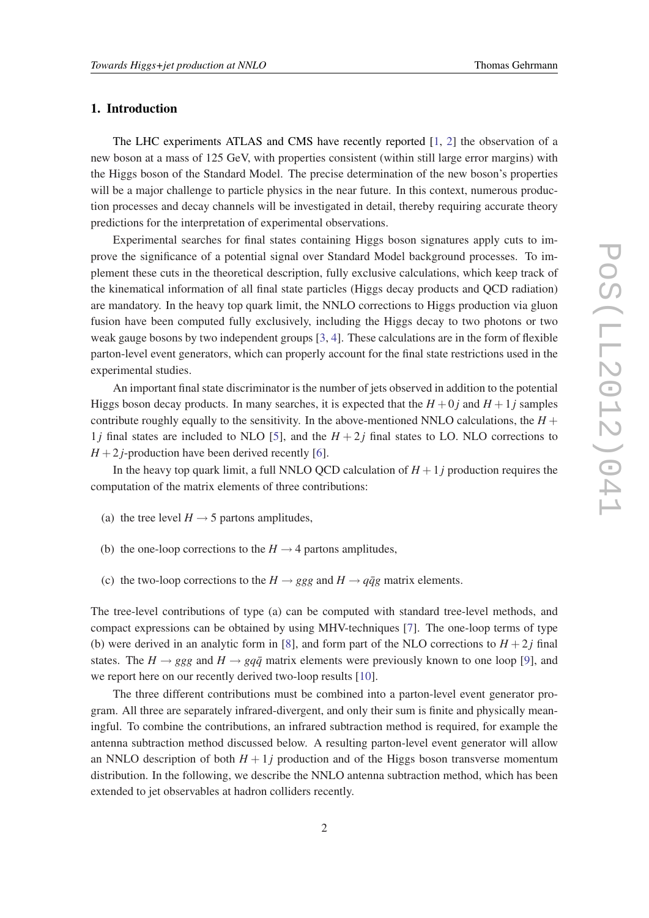## 1. Introduction

The LHC experiments ATLAS and CMS have recently reported [1, 2] the observation of a new boson at a mass of 125 GeV, with properties consistent (within still large error margins) with the Higgs boson of the Standard Model. The precise determination of the new boson's properties will be a major challenge to particle physics in the near future. In this context, numerous production processes and decay channels will be investigated in detail, thereby requiring accurate theory predictions for the interpretation of experimental observations.

Experimental searches for final states containing Higgs boson signatures apply cuts to improve the significance of a potential signal over Standard Model background processes. To implement these cuts in the theoretical description, fully exclusive calculations, which keep track of the kinematical information of all final state particles (Higgs decay products and QCD radiation) are mandatory. In the heavy top quark limit, the NNLO corrections to Higgs production via gluon fusion have been computed fully exclusively, including the Higgs decay to two photons or two weak gauge bosons by two independent groups [3, 4]. These calculations are in the form of flexible parton-level event generators, which can properly account for the final state restrictions used in the experimental studies.

An important final state discriminator is the number of jets observed in addition to the potential Higgs boson decay products. In many searches, it is expected that the $H+0j$ and $H+1j$ samples contribute roughly equally to the sensitivity. In the above-mentioned NNLO calculations, the $H+1j$ final states are included to NLO [5], and the $H+2j$ final states to LO. NLO corrections to $H+2j$-production have been derived recently [6].

In the heavy top quark limit, a full NNLO QCD calculation of $H+1j$ production requires the computation of the matrix elements of three contributions:

(a) the tree level $H \to 5$ partons amplitudes,

(b) the one-loop corrections to the $H \to 4$ partons amplitudes,

(c) the two-loop corrections to the $H \to ggg$ and $H \to q\bar{q}g$ matrix elements.

The tree-level contributions of type (a) can be computed with standard tree-level methods, and compact expressions can be obtained by using MHV-techniques [7]. The one-loop terms of type (b) were derived in an analytic form in [8], and form part of the NLO corrections to $H+2j$ final states. The $H \to ggg$ and $H \to gq\bar{q}$ matrix elements were previously known to one loop [9], and we report here on our recently derived two-loop results [10].

The three different contributions must be combined into a parton-level event generator program. All three are separately infrared-divergent, and only their sum is finite and physically meaningful. To combine the contributions, an infrared subtraction method is required, for example the antenna subtraction method discussed below. A resulting parton-level event generator will allow an NNLO description of both $H+1j$ production and of the Higgs boson transverse momentum distribution. In the following, we describe the NNLO antenna subtraction method, which has been extended to jet observables at hadron colliders recently.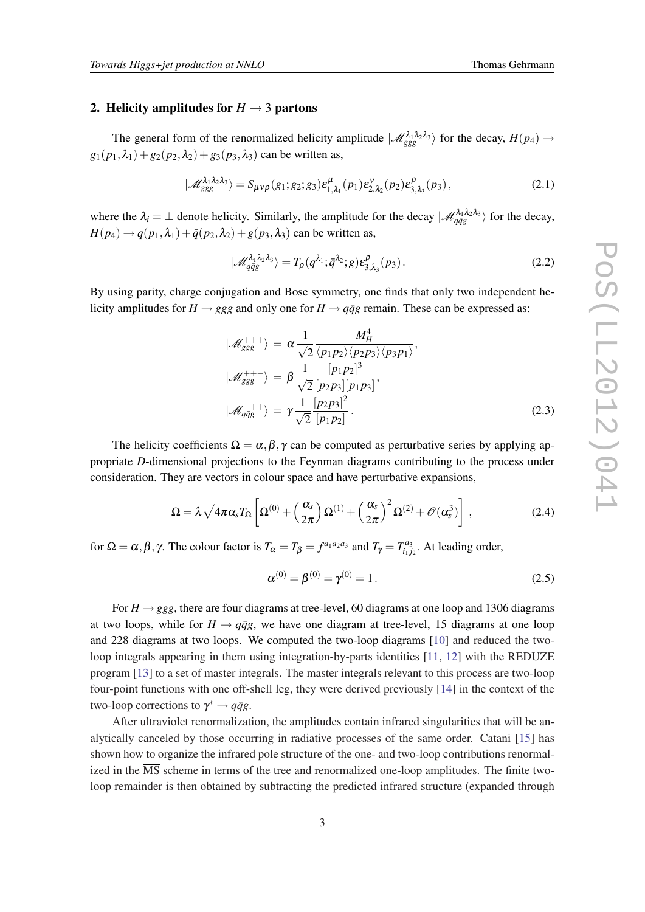## 2. Helicity amplitudes for $H \to 3$ partons

The general form of the renormalized helicity amplitude $|\mathscr{M}_{ggg}^{\lambda_1\lambda_2\lambda_3}\rangle$ for the decay, $H(p_4) \to g_1(p_1,\lambda_1) + g_2(p_2,\lambda_2) + g_3(p_3,\lambda_3)$ can be written as,

$$|\mathscr{M}_{ggg}^{\lambda_1\lambda_2\lambda_3}\rangle = S_{\mu\nu\rho}(g_1;g_2;g_3)\varepsilon^{\mu}_{1,\lambda_1}(p_1)\varepsilon^{\nu}_{2,\lambda_2}(p_2)\varepsilon^{\rho}_{3,\lambda_3}(p_3)\,, \tag{2.1}$$

where the $\lambda_i = \pm$ denote helicity. Similarly, the amplitude for the decay $|\mathscr{M}_{q\bar{q}g}^{\lambda_1\lambda_2\lambda_3}\rangle$ for the decay, $H(p_4) \to q(p_1,\lambda_1) + \bar{q}(p_2,\lambda_2) + g(p_3,\lambda_3)$ can be written as,

$$|\mathscr{M}_{q\bar{q}g}^{\lambda_1\lambda_2\lambda_3}\rangle = T_{\rho}(q^{\lambda_1};\bar{q}^{\lambda_2};g)\varepsilon^{\rho}_{3,\lambda_3}(p_3)\,. \tag{2.2}$$

By using parity, charge conjugation and Bose symmetry, one finds that only two independent helicity amplitudes for $H \to ggg$ and only one for $H \to q\bar{q}g$ remain. These can be expressed as:

$$
\begin{aligned}
|\mathscr{M}_{ggg}^{+++}\rangle &= \alpha\,\frac{1}{\sqrt{2}}\frac{M_H^4}{\langle p_1p_2\rangle\langle p_2p_3\rangle\langle p_3p_1\rangle}\,,\\
|\mathscr{M}_{ggg}^{++-}\rangle &= \beta\,\frac{1}{\sqrt{2}}\frac{[p_1p_2]^3}{[p_2p_3][p_1p_3]}\,,\\
|\mathscr{M}_{q\bar{q}g}^{-++}\rangle &= \gamma\,\frac{1}{\sqrt{2}}\frac{[p_2p_3]^2}{[p_1p_2]}\,.
\end{aligned} \tag{2.3}
$$

The helicity coefficients $\Omega = \alpha,\beta,\gamma$ can be computed as perturbative series by applying appropriate $D$-dimensional projections to the Feynman diagrams contributing to the process under consideration. They are vectors in colour space and have perturbative expansions,

$$\Omega = \lambda\sqrt{4\pi\alpha_s}\,T_{\Omega}\left[\Omega^{(0)} + \left(\frac{\alpha_s}{2\pi}\right)\Omega^{(1)} + \left(\frac{\alpha_s}{2\pi}\right)^2\Omega^{(2)} + \mathscr{O}(\alpha_s^3)\right]\,, \tag{2.4}$$

for $\Omega = \alpha,\beta,\gamma$. The colour factor is $T_\alpha = T_\beta = f^{a_1a_2a_3}$ and $T_\gamma = T^{a_3}_{i_1j_2}$. At leading order,

$$\alpha^{(0)} = \beta^{(0)} = \gamma^{(0)} = 1\,. \tag{2.5}$$

For $H \to ggg$, there are four diagrams at tree-level, 60 diagrams at one loop and 1306 diagrams at two loops, while for $H \to q\bar{q}g$, we have one diagram at tree-level, 15 diagrams at one loop and 228 diagrams at two loops. We computed the two-loop diagrams [10] and reduced the two-loop integrals appearing in them using integration-by-parts identities [11, 12] with the REDUZE program [13] to a set of master integrals. The master integrals relevant to this process are two-loop four-point functions with one off-shell leg, they were derived previously [14] in the context of the two-loop corrections to $\gamma^* \to q\bar{q}g$.

After ultraviolet renormalization, the amplitudes contain infrared singularities that will be analytically canceled by those occurring in radiative processes of the same order. Catani [15] has shown how to organize the infrared pole structure of the one- and two-loop contributions renormalized in the $\overline{\text{MS}}$ scheme in terms of the tree and renormalized one-loop amplitudes. The finite two-loop remainder is then obtained by subtracting the predicted infrared structure (expanded through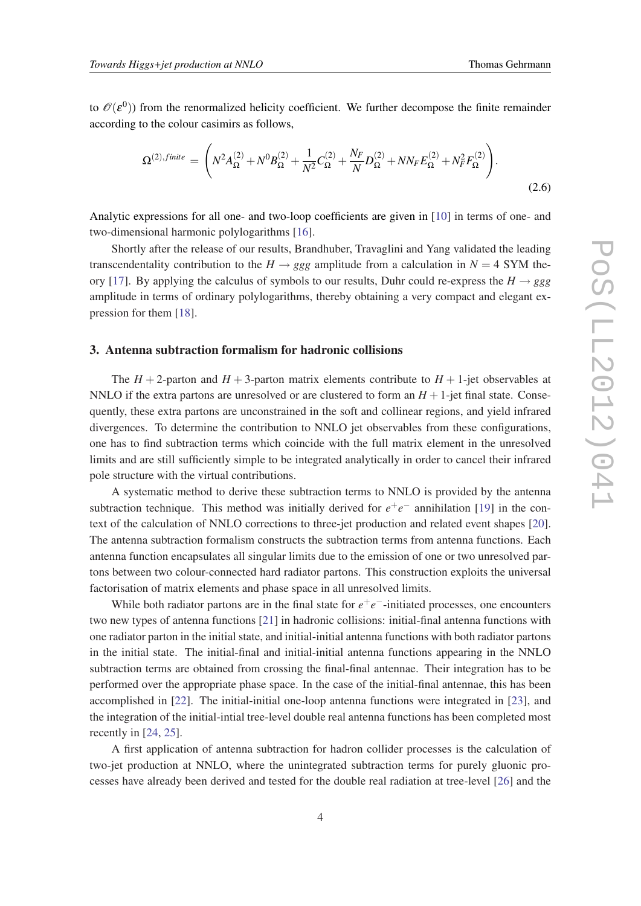to $\mathcal{O}(\varepsilon^0)$) from the renormalized helicity coefficient. We further decompose the finite remainder according to the colour casimirs as follows,

$$\Omega^{(2),finite} = \left( N^2 A_\Omega^{(2)} + N^0 B_\Omega^{(2)} + \frac{1}{N^2} C_\Omega^{(2)} + \frac{N_F}{N} D_\Omega^{(2)} + N N_F E_\Omega^{(2)} + N_F^2 F_\Omega^{(2)} \right). \tag{2.6}$$

Analytic expressions for all one- and two-loop coefficients are given in [10] in terms of one- and two-dimensional harmonic polylogarithms [16].

Shortly after the release of our results, Brandhuber, Travaglini and Yang validated the leading transcendentality contribution to the $H \to ggg$ amplitude from a calculation in $N = 4$ SYM theory [17]. By applying the calculus of symbols to our results, Duhr could re-express the $H \to ggg$ amplitude in terms of ordinary polylogarithms, thereby obtaining a very compact and elegant expression for them [18].

## 3. Antenna subtraction formalism for hadronic collisions

The $H + 2$-parton and $H + 3$-parton matrix elements contribute to $H + 1$-jet observables at NNLO if the extra partons are unresolved or are clustered to form an $H + 1$-jet final state. Consequently, these extra partons are unconstrained in the soft and collinear regions, and yield infrared divergences. To determine the contribution to NNLO jet observables from these configurations, one has to find subtraction terms which coincide with the full matrix element in the unresolved limits and are still sufficiently simple to be integrated analytically in order to cancel their infrared pole structure with the virtual contributions.

A systematic method to derive these subtraction terms to NNLO is provided by the antenna subtraction technique. This method was initially derived for $e^+e^-$ annihilation [19] in the context of the calculation of NNLO corrections to three-jet production and related event shapes [20]. The antenna subtraction formalism constructs the subtraction terms from antenna functions. Each antenna function encapsulates all singular limits due to the emission of one or two unresolved partons between two colour-connected hard radiator partons. This construction exploits the universal factorisation of matrix elements and phase space in all unresolved limits.

While both radiator partons are in the final state for $e^+e^-$-initiated processes, one encounters two new types of antenna functions [21] in hadronic collisions: initial-final antenna functions with one radiator parton in the initial state, and initial-initial antenna functions with both radiator partons in the initial state. The initial-final and initial-initial antenna functions appearing in the NNLO subtraction terms are obtained from crossing the final-final antennae. Their integration has to be performed over the appropriate phase space. In the case of the initial-final antennae, this has been accomplished in [22]. The initial-initial one-loop antenna functions were integrated in [23], and the integration of the initial-intial tree-level double real antenna functions has been completed most recently in [24, 25].

A first application of antenna subtraction for hadron collider processes is the calculation of two-jet production at NNLO, where the unintegrated subtraction terms for purely gluonic processes have already been derived and tested for the double real radiation at tree-level [26] and the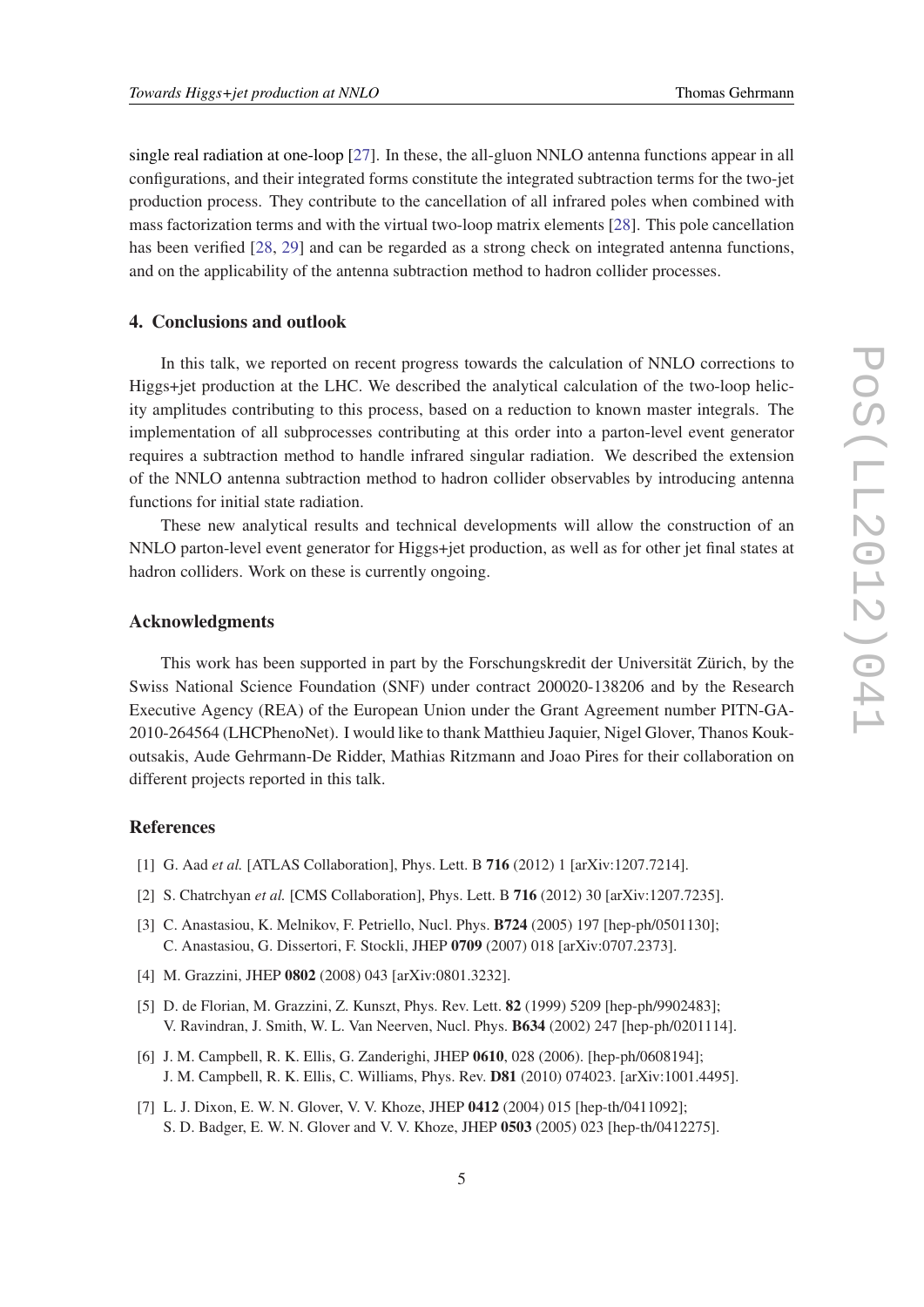single real radiation at one-loop [27]. In these, the all-gluon NNLO antenna functions appear in all configurations, and their integrated forms constitute the integrated subtraction terms for the two-jet production process. They contribute to the cancellation of all infrared poles when combined with mass factorization terms and with the virtual two-loop matrix elements [28]. This pole cancellation has been verified [28, 29] and can be regarded as a strong check on integrated antenna functions, and on the applicability of the antenna subtraction method to hadron collider processes.

## 4. Conclusions and outlook

In this talk, we reported on recent progress towards the calculation of NNLO corrections to Higgs+jet production at the LHC. We described the analytical calculation of the two-loop helicity amplitudes contributing to this process, based on a reduction to known master integrals. The implementation of all subprocesses contributing at this order into a parton-level event generator requires a subtraction method to handle infrared singular radiation. We described the extension of the NNLO antenna subtraction method to hadron collider observables by introducing antenna functions for initial state radiation.

These new analytical results and technical developments will allow the construction of an NNLO parton-level event generator for Higgs+jet production, as well as for other jet final states at hadron colliders. Work on these is currently ongoing.

## Acknowledgments

This work has been supported in part by the Forschungskredit der Universität Zürich, by the Swiss National Science Foundation (SNF) under contract 200020-138206 and by the Research Executive Agency (REA) of the European Union under the Grant Agreement number PITN-GA-2010-264564 (LHCPhenoNet). I would like to thank Matthieu Jaquier, Nigel Glover, Thanos Koukoutsakis, Aude Gehrmann-De Ridder, Mathias Ritzmann and Joao Pires for their collaboration on different projects reported in this talk.

## References

[1] G. Aad *et al.* [ATLAS Collaboration], Phys. Lett. B **716** (2012) 1 [arXiv:1207.7214].

[2] S. Chatrchyan *et al.* [CMS Collaboration], Phys. Lett. B **716** (2012) 30 [arXiv:1207.7235].

[3] C. Anastasiou, K. Melnikov, F. Petriello, Nucl. Phys. **B724** (2005) 197 [hep-ph/0501130]; C. Anastasiou, G. Dissertori, F. Stockli, JHEP **0709** (2007) 018 [arXiv:0707.2373].

[4] M. Grazzini, JHEP **0802** (2008) 043 [arXiv:0801.3232].

[5] D. de Florian, M. Grazzini, Z. Kunszt, Phys. Rev. Lett. **82** (1999) 5209 [hep-ph/9902483]; V. Ravindran, J. Smith, W. L. Van Neerven, Nucl. Phys. **B634** (2002) 247 [hep-ph/0201114].

[6] J. M. Campbell, R. K. Ellis, G. Zanderighi, JHEP **0610**, 028 (2006). [hep-ph/0608194]; J. M. Campbell, R. K. Ellis, C. Williams, Phys. Rev. **D81** (2010) 074023. [arXiv:1001.4495].

[7] L. J. Dixon, E. W. N. Glover, V. V. Khoze, JHEP **0412** (2004) 015 [hep-th/0411092]; S. D. Badger, E. W. N. Glover and V. V. Khoze, JHEP **0503** (2005) 023 [hep-th/0412275].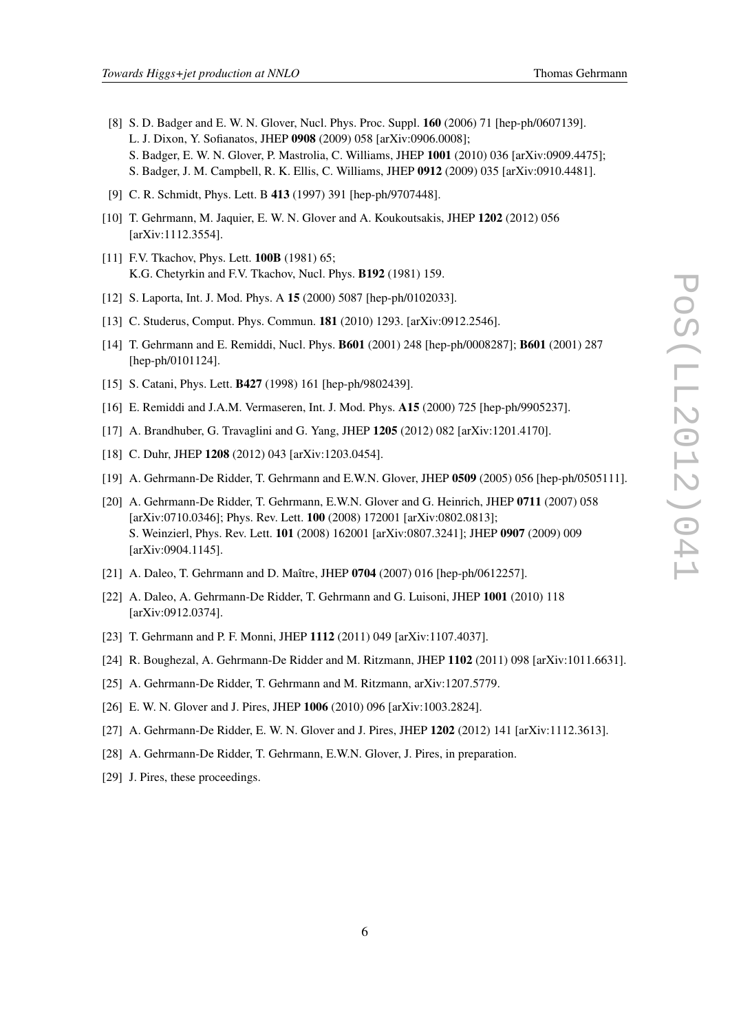[8] S. D. Badger and E. W. N. Glover, Nucl. Phys. Proc. Suppl. **160** (2006) 71 [hep-ph/0607139].
L. J. Dixon, Y. Sofianatos, JHEP **0908** (2009) 058 [arXiv:0906.0008];
S. Badger, E. W. N. Glover, P. Mastrolia, C. Williams, JHEP **1001** (2010) 036 [arXiv:0909.4475];
S. Badger, J. M. Campbell, R. K. Ellis, C. Williams, JHEP **0912** (2009) 035 [arXiv:0910.4481].

[9] C. R. Schmidt, Phys. Lett. B **413** (1997) 391 [hep-ph/9707448].

[10] T. Gehrmann, M. Jaquier, E. W. N. Glover and A. Koukoutsakis, JHEP **1202** (2012) 056 [arXiv:1112.3554].

[11] F.V. Tkachov, Phys. Lett. **100B** (1981) 65;
K.G. Chetyrkin and F.V. Tkachov, Nucl. Phys. **B192** (1981) 159.

[12] S. Laporta, Int. J. Mod. Phys. A **15** (2000) 5087 [hep-ph/0102033].

[13] C. Studerus, Comput. Phys. Commun. **181** (2010) 1293. [arXiv:0912.2546].

[14] T. Gehrmann and E. Remiddi, Nucl. Phys. **B601** (2001) 248 [hep-ph/0008287]; **B601** (2001) 287 [hep-ph/0101124].

[15] S. Catani, Phys. Lett. **B427** (1998) 161 [hep-ph/9802439].

[16] E. Remiddi and J.A.M. Vermaseren, Int. J. Mod. Phys. **A15** (2000) 725 [hep-ph/9905237].

[17] A. Brandhuber, G. Travaglini and G. Yang, JHEP **1205** (2012) 082 [arXiv:1201.4170].

[18] C. Duhr, JHEP **1208** (2012) 043 [arXiv:1203.0454].

[19] A. Gehrmann-De Ridder, T. Gehrmann and E.W.N. Glover, JHEP **0509** (2005) 056 [hep-ph/0505111].

[20] A. Gehrmann-De Ridder, T. Gehrmann, E.W.N. Glover and G. Heinrich, JHEP **0711** (2007) 058 [arXiv:0710.0346]; Phys. Rev. Lett. **100** (2008) 172001 [arXiv:0802.0813];
S. Weinzierl, Phys. Rev. Lett. **101** (2008) 162001 [arXiv:0807.3241]; JHEP **0907** (2009) 009 [arXiv:0904.1145].

[21] A. Daleo, T. Gehrmann and D. Maître, JHEP **0704** (2007) 016 [hep-ph/0612257].

[22] A. Daleo, A. Gehrmann-De Ridder, T. Gehrmann and G. Luisoni, JHEP **1001** (2010) 118 [arXiv:0912.0374].

[23] T. Gehrmann and P. F. Monni, JHEP **1112** (2011) 049 [arXiv:1107.4037].

[24] R. Boughezal, A. Gehrmann-De Ridder and M. Ritzmann, JHEP **1102** (2011) 098 [arXiv:1011.6631].

[25] A. Gehrmann-De Ridder, T. Gehrmann and M. Ritzmann, arXiv:1207.5779.

[26] E. W. N. Glover and J. Pires, JHEP **1006** (2010) 096 [arXiv:1003.2824].

[27] A. Gehrmann-De Ridder, E. W. N. Glover and J. Pires, JHEP **1202** (2012) 141 [arXiv:1112.3613].

[28] A. Gehrmann-De Ridder, T. Gehrmann, E.W.N. Glover, J. Pires, in preparation.

[29] J. Pires, these proceedings.